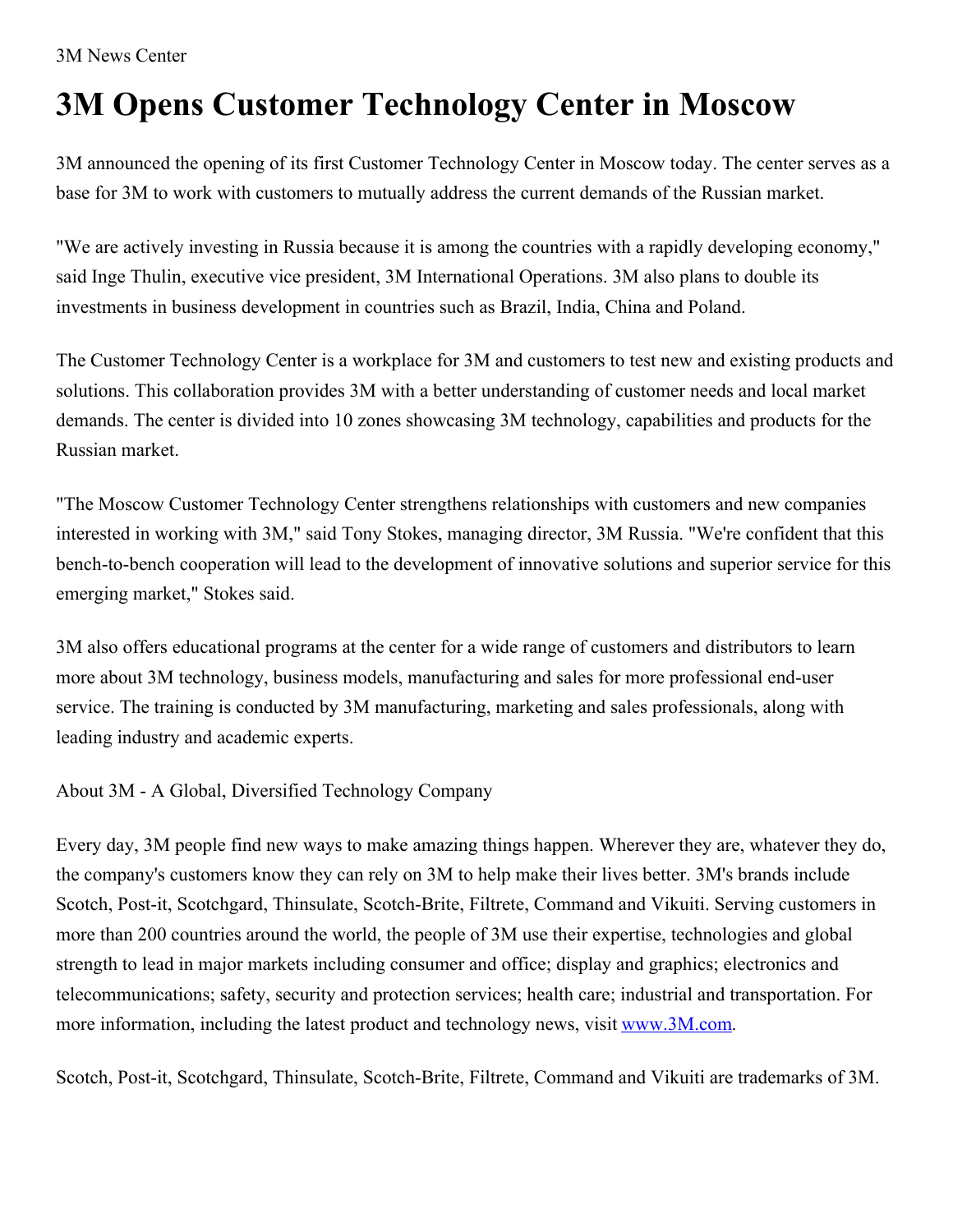3M News Center

# 3M Opens Customer Technology Center in Moscow

3M announced the opening of its first Customer Technology Center in Moscow today. The center serves as a base for 3M to work with customers to mutually address the current demands of the Russian market.

"We are actively investing in Russia because it is among the countries with a rapidly developing economy," said Inge Thulin, executive vice president, 3M International Operations. 3M also plans to double its investments in business development in countries such as Brazil, India, China and Poland.

The Customer Technology Center is a workplace for 3M and customers to test new and existing products and solutions. This collaboration provides 3M with a better understanding of customer needs and local market demands. The center is divided into 10 zones showcasing 3M technology, capabilities and products for the Russian market.

"The Moscow Customer Technology Center strengthens relationships with customers and new companies interested in working with 3M," said Tony Stokes, managing director, 3M Russia. "We're confident that this bench-to-bench cooperation will lead to the development of innovative solutions and superior service for this emerging market," Stokes said.

3M also offers educational programs at the center for a wide range of customers and distributors to learn more about 3M technology, business models, manufacturing and sales for more professional end-user service. The training is conducted by 3M manufacturing, marketing and sales professionals, along with leading industry and academic experts.

About 3M - A Global, Diversified Technology Company

Every day, 3M people find new ways to make amazing things happen. Wherever they are, whatever they do, the company's customers know they can rely on 3M to help make their lives better. 3M's brands include Scotch, Post-it, Scotchgard, Thinsulate, Scotch-Brite, Filtrete, Command and Vikuiti. Serving customers in more than 200 countries around the world, the people of 3M use their expertise, technologies and global strength to lead in major markets including consumer and office; display and graphics; electronics and telecommunications; safety, security and protection services; health care; industrial and transportation. For more information, including the latest product and technology news, visit [www.3M.com](http://www.3M.com).

Scotch, Post-it, Scotchgard, Thinsulate, Scotch-Brite, Filtrete, Command and Vikuiti are trademarks of 3M.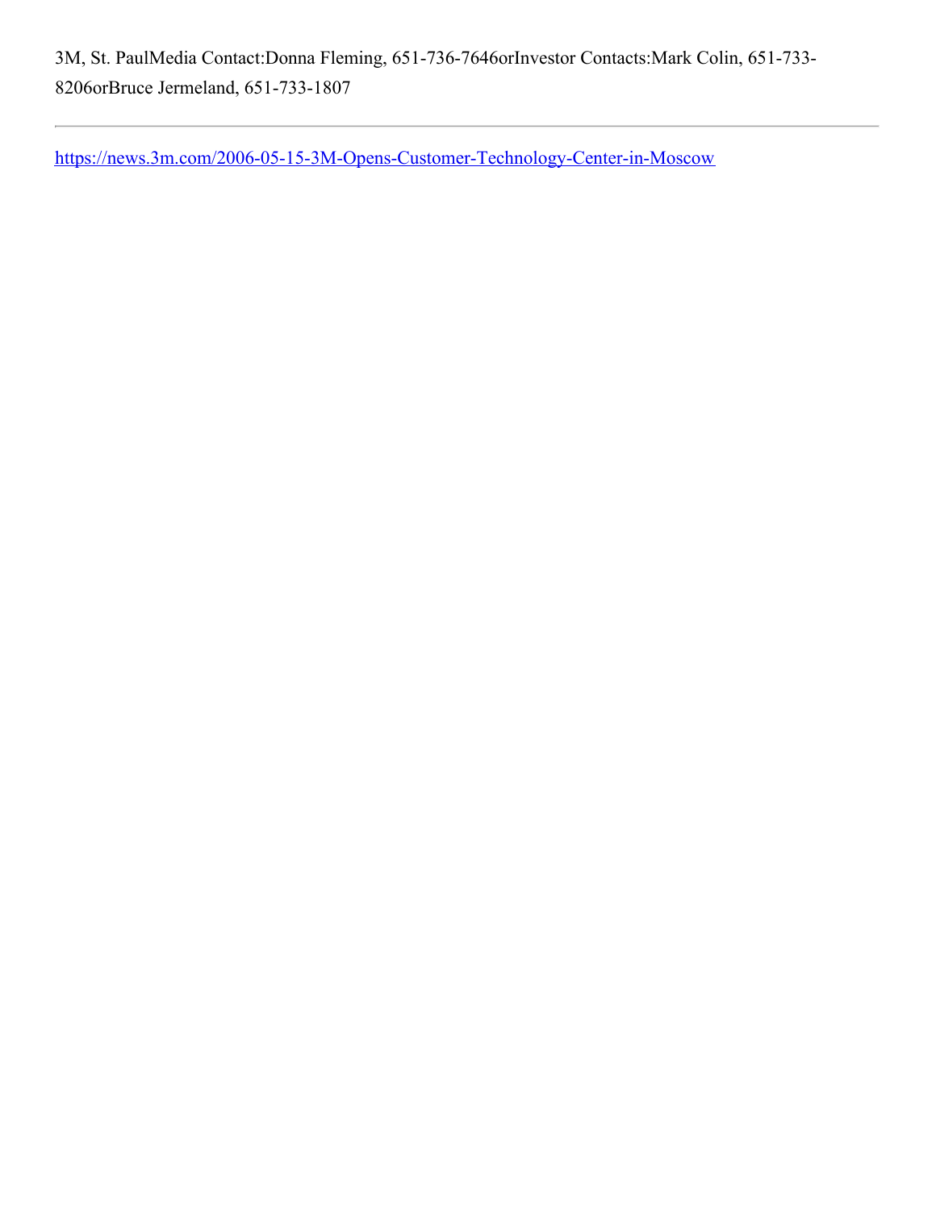3M, St. PaulMedia Contact:Donna Fleming, 651-736-7646orInvestor Contacts:Mark Colin, 651-733-8206orBruce Jermeland, 651-733-1807

---

https://news.3m.com/2006-05-15-3M-Opens-Customer-Technology-Center-in-Moscow